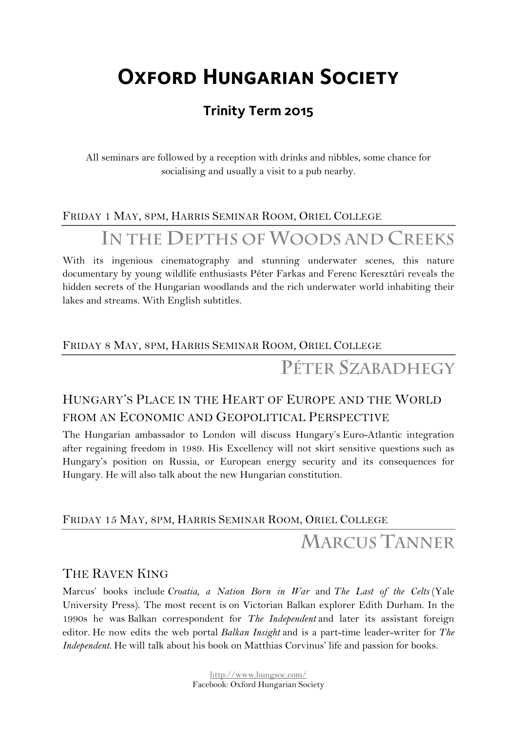# Oxford Hungarian Society

## Trinity Term 2015

All seminars are followed by a reception with drinks and nibbles, some chance for socialising and usually a visit to a pub nearby.

Friday 1 May, 8pm, Harris Seminar Room, Oriel College

### In the Depths of Woods and Creeks

With its ingenious cinematography and stunning underwater scenes, this nature documentary by young wildlife enthusiasts Péter Farkas and Ferenc Keresztúri reveals the hidden secrets of the Hungarian woodlands and the rich underwater world inhabiting their lakes and streams. With English subtitles.

Friday 8 May, 8pm, Harris Seminar Room, Oriel College

### Péter Szabadhegy

#### Hungary's Place in the Heart of Europe and the World from an Economic and Geopolitical Perspective

The Hungarian ambassador to London will discuss Hungary's Euro-Atlantic integration after regaining freedom in 1989. His Excellency will not skirt sensitive questions such as Hungary's position on Russia, or European energy security and its consequences for Hungary. He will also talk about the new Hungarian constitution.

Friday 15 May, 8pm, Harris Seminar Room, Oriel College

### Marcus Tanner

#### The Raven King

Marcus' books include *Croatia, a Nation Born in War* and *The Last of the Celts* (Yale University Press). The most recent is on Victorian Balkan explorer Edith Durham. In the 1990s he was Balkan correspondent for *The Independent* and later its assistant foreign editor. He now edits the web portal *Balkan Insight* and is a part-time leader-writer for *The Independent*. He will talk about his book on Matthias Corvinus' life and passion for books.

http://www.hungsoc.com/
Facebook: Oxford Hungarian Society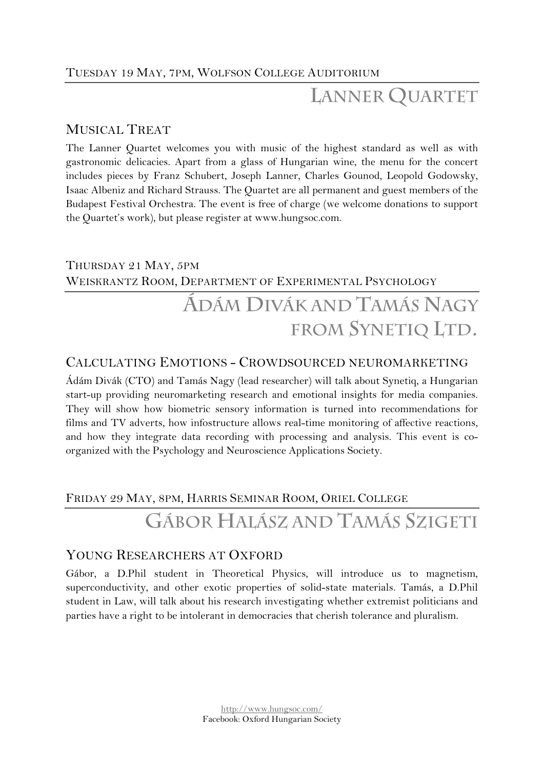Tuesday 19 May, 7pm, Wolfson College Auditorium

## Lanner Quartet

### Musical Treat

The Lanner Quartet welcomes you with music of the highest standard as well as with gastronomic delicacies. Apart from a glass of Hungarian wine, the menu for the concert includes pieces by Franz Schubert, Joseph Lanner, Charles Gounod, Leopold Godowsky, Isaac Albeniz and Richard Strauss. The Quartet are all permanent and guest members of the Budapest Festival Orchestra. The event is free of charge (we welcome donations to support the Quartet's work), but please register at www.hungsoc.com.

Thursday 21 May, 5pm
Weiskrantz Room, Department of Experimental Psychology

## Ádám Divák and Tamás Nagy from Synetiq Ltd.

### Calculating Emotions - Crowdsourced neuromarketing

Ádám Divák (CTO) and Tamás Nagy (lead researcher) will talk about Synetiq, a Hungarian start-up providing neuromarketing research and emotional insights for media companies. They will show how biometric sensory information is turned into recommendations for films and TV adverts, how infostructure allows real-time monitoring of affective reactions, and how they integrate data recording with processing and analysis. This event is co-organized with the Psychology and Neuroscience Applications Society.

Friday 29 May, 8pm, Harris Seminar Room, Oriel College

## Gábor Halász and Tamás Szigeti

### Young Researchers at Oxford

Gábor, a D.Phil student in Theoretical Physics, will introduce us to magnetism, superconductivity, and other exotic properties of solid-state materials. Tamás, a D.Phil student in Law, will talk about his research investigating whether extremist politicians and parties have a right to be intolerant in democracies that cherish tolerance and pluralism.

http://www.hungsoc.com/
Facebook: Oxford Hungarian Society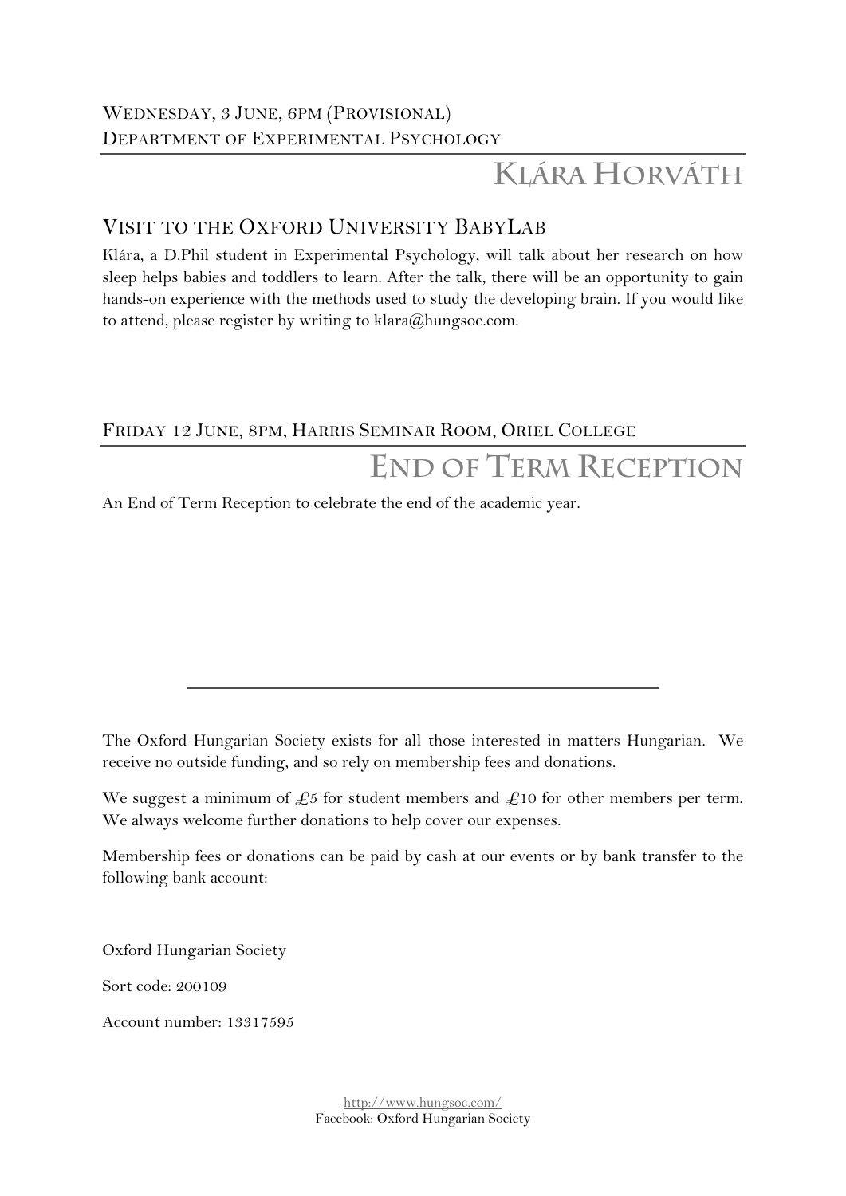Wednesday, 3 June, 6pm (Provisional)
Department of Experimental Psychology

## Klára Horváth

### Visit to the Oxford University BabyLab

Klára, a D.Phil student in Experimental Psychology, will talk about her research on how sleep helps babies and toddlers to learn. After the talk, there will be an opportunity to gain hands-on experience with the methods used to study the developing brain. If you would like to attend, please register by writing to klara@hungsoc.com.

Friday 12 June, 8pm, Harris Seminar Room, Oriel College

## End of Term Reception

An End of Term Reception to celebrate the end of the academic year.

---

The Oxford Hungarian Society exists for all those interested in matters Hungarian. We receive no outside funding, and so rely on membership fees and donations.

We suggest a minimum of £5 for student members and £10 for other members per term. We always welcome further donations to help cover our expenses.

Membership fees or donations can be paid by cash at our events or by bank transfer to the following bank account:

Oxford Hungarian Society

Sort code: 200109

Account number: 13317595

http://www.hungsoc.com/
Facebook: Oxford Hungarian Society